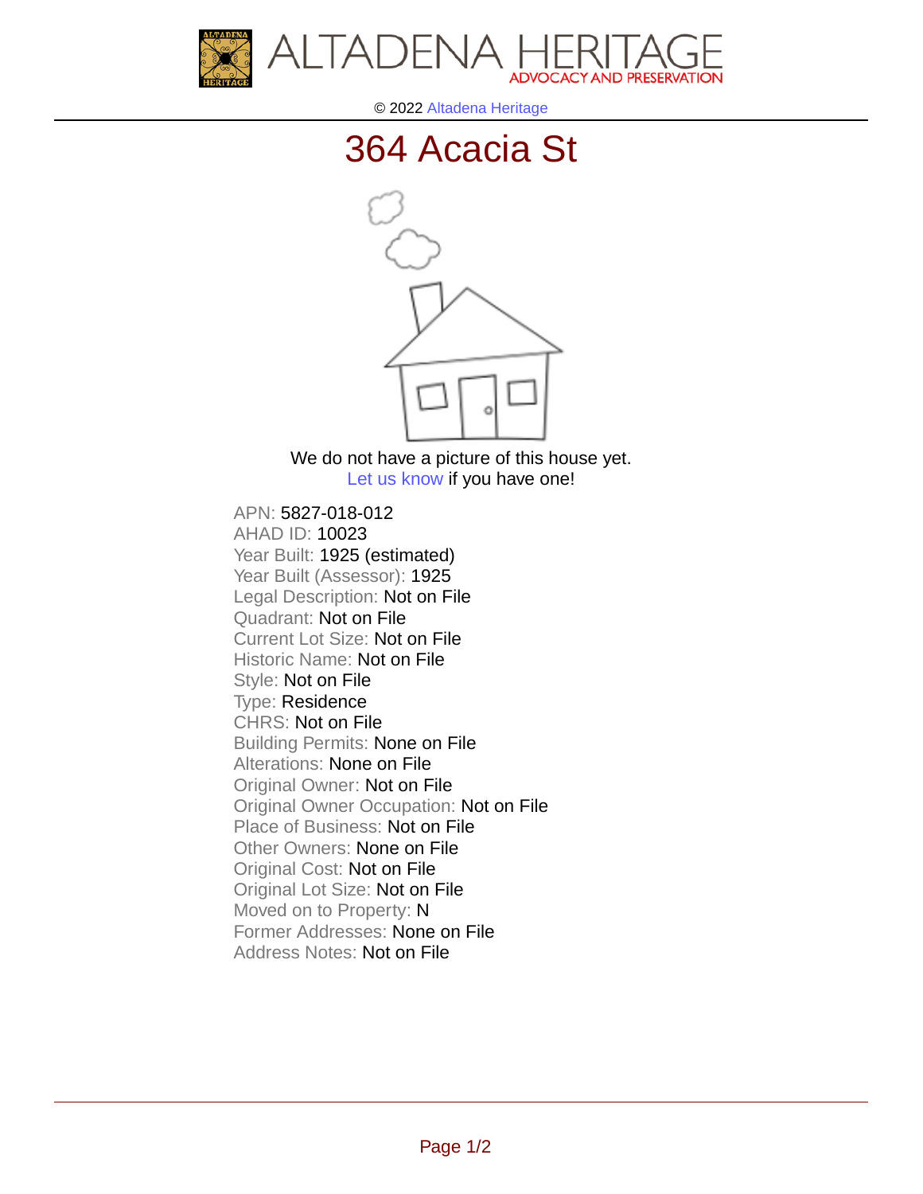ALTADENA HERITAGE
ADVOCACY AND PRESERVATION

© 2022 Altadena Heritage

# 364 Acacia St

We do not have a picture of this house yet.
Let us know if you have one!

APN: 5827-018-012
AHAD ID: 10023
Year Built: 1925 (estimated)
Year Built (Assessor): 1925
Legal Description: Not on File
Quadrant: Not on File
Current Lot Size: Not on File
Historic Name: Not on File
Style: Not on File
Type: Residence
CHRS: Not on File
Building Permits: None on File
Alterations: None on File
Original Owner: Not on File
Original Owner Occupation: Not on File
Place of Business: Not on File
Other Owners: None on File
Original Cost: Not on File
Original Lot Size: Not on File
Moved on to Property: N
Former Addresses: None on File
Address Notes: Not on File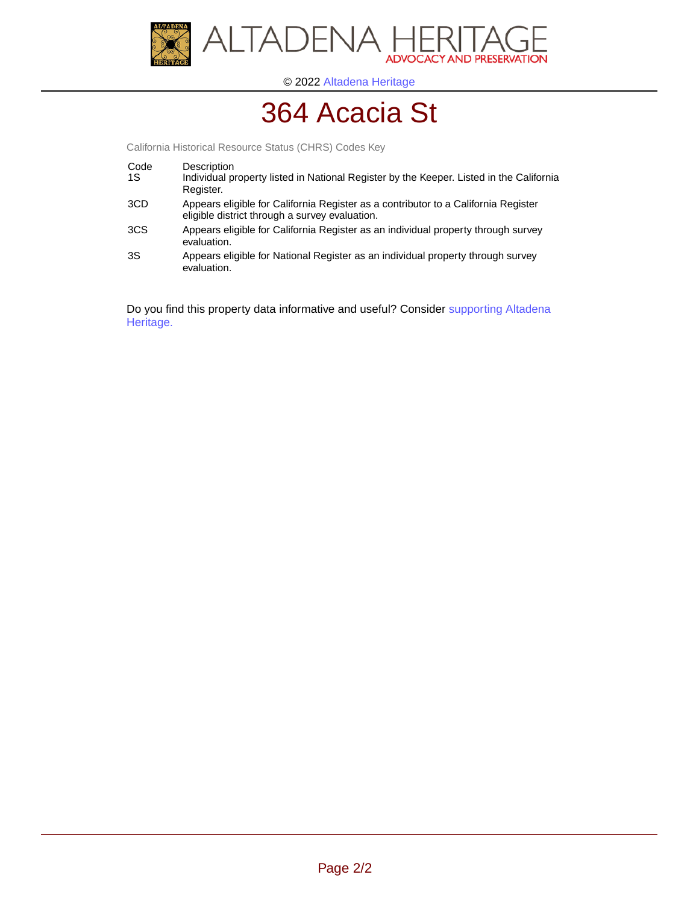ALTADENA HERITAGE
ADVOCACY AND PRESERVATION

© 2022 Altadena Heritage

# 364 Acacia St

California Historical Resource Status (CHRS) Codes Key

| Code | Description |
| --- | --- |
| 1S | Individual property listed in National Register by the Keeper. Listed in the California Register. |
| 3CD | Appears eligible for California Register as a contributor to a California Register eligible district through a survey evaluation. |
| 3CS | Appears eligible for California Register as an individual property through survey evaluation. |
| 3S | Appears eligible for National Register as an individual property through survey evaluation. |

Do you find this property data informative and useful? Consider supporting Altadena Heritage.